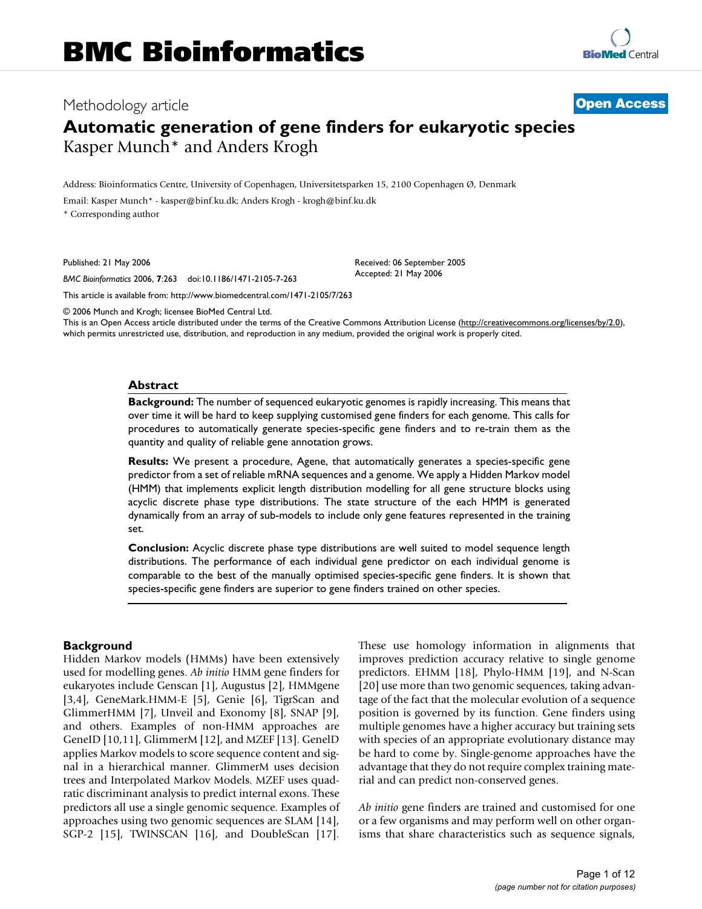# BMC Bioinformatics

Methodology article

**Open Access**

# Automatic generation of gene finders for eukaryotic species

Kasper Munch* and Anders Krogh

Address: Bioinformatics Centre, University of Copenhagen, Universitetsparken 15, 2100 Copenhagen Ø, Denmark

Email: Kasper Munch* - kasper@binf.ku.dk; Anders Krogh - krogh@binf.ku.dk

* Corresponding author

Published: 21 May 2006

*BMC Bioinformatics* 2006, **7**:263 doi:10.1186/1471-2105-7-263

Received: 06 September 2005
Accepted: 21 May 2006

This article is available from: http://www.biomedcentral.com/1471-2105/7/263

© 2006 Munch and Krogh; licensee BioMed Central Ltd.

This is an Open Access article distributed under the terms of the Creative Commons Attribution License (http://creativecommons.org/licenses/by/2.0), which permits unrestricted use, distribution, and reproduction in any medium, provided the original work is properly cited.

## Abstract

**Background:** The number of sequenced eukaryotic genomes is rapidly increasing. This means that over time it will be hard to keep supplying customised gene finders for each genome. This calls for procedures to automatically generate species-specific gene finders and to re-train them as the quantity and quality of reliable gene annotation grows.

**Results:** We present a procedure, Agene, that automatically generates a species-specific gene predictor from a set of reliable mRNA sequences and a genome. We apply a Hidden Markov model (HMM) that implements explicit length distribution modelling for all gene structure blocks using acyclic discrete phase type distributions. The state structure of the each HMM is generated dynamically from an array of sub-models to include only gene features represented in the training set.

**Conclusion:** Acyclic discrete phase type distributions are well suited to model sequence length distributions. The performance of each individual gene predictor on each individual genome is comparable to the best of the manually optimised species-specific gene finders. It is shown that species-specific gene finders are superior to gene finders trained on other species.

## Background

Hidden Markov models (HMMs) have been extensively used for modelling genes. *Ab initio* HMM gene finders for eukaryotes include Genscan [1], Augustus [2], HMMgene [3,4], GeneMark.HMM-E [5], Genie [6], TigrScan and GlimmerHMM [7], Unveil and Exonomy [8], SNAP [9], and others. Examples of non-HMM approaches are GeneID [10,11], GlimmerM [12], and MZEF [13]. GeneID applies Markov models to score sequence content and signal in a hierarchical manner. GlimmerM uses decision trees and Interpolated Markov Models. MZEF uses quadratic discriminant analysis to predict internal exons. These predictors all use a single genomic sequence. Examples of approaches using two genomic sequences are SLAM [14], SGP-2 [15], TWINSCAN [16], and DoubleScan [17]. These use homology information in alignments that improves prediction accuracy relative to single genome predictors. EHMM [18], Phylo-HMM [19], and N-Scan [20] use more than two genomic sequences, taking advantage of the fact that the molecular evolution of a sequence position is governed by its function. Gene finders using multiple genomes have a higher accuracy but training sets with species of an appropriate evolutionary distance may be hard to come by. Single-genome approaches have the advantage that they do not require complex training material and can predict non-conserved genes.

*Ab initio* gene finders are trained and customised for one or a few organisms and may perform well on other organisms that share characteristics such as sequence signals,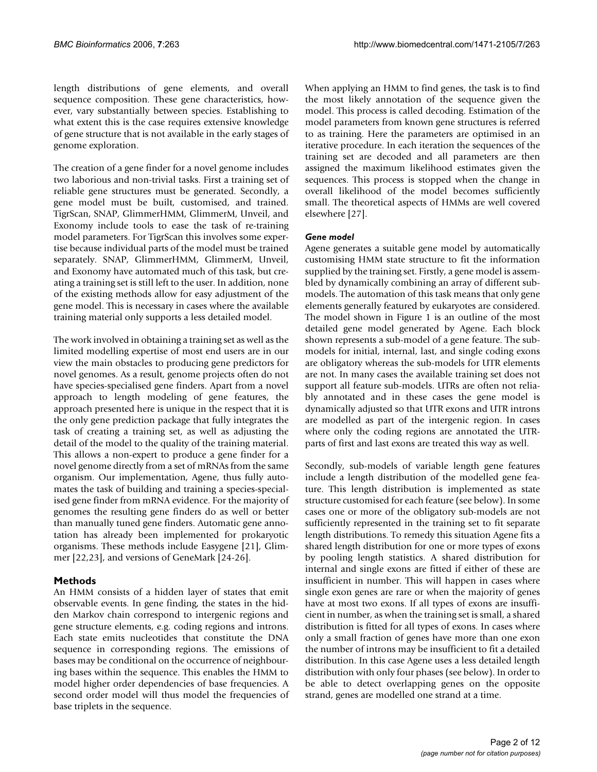length distributions of gene elements, and overall sequence composition. These gene characteristics, however, vary substantially between species. Establishing to what extent this is the case requires extensive knowledge of gene structure that is not available in the early stages of genome exploration.

The creation of a gene finder for a novel genome includes two laborious and non-trivial tasks. First a training set of reliable gene structures must be generated. Secondly, a gene model must be built, customised, and trained. TigrScan, SNAP, GlimmerHMM, GlimmerM, Unveil, and Exonomy include tools to ease the task of re-training model parameters. For TigrScan this involves some expertise because individual parts of the model must be trained separately. SNAP, GlimmerHMM, GlimmerM, Unveil, and Exonomy have automated much of this task, but creating a training set is still left to the user. In addition, none of the existing methods allow for easy adjustment of the gene model. This is necessary in cases where the available training material only supports a less detailed model.

The work involved in obtaining a training set as well as the limited modelling expertise of most end users are in our view the main obstacles to producing gene predictors for novel genomes. As a result, genome projects often do not have species-specialised gene finders. Apart from a novel approach to length modeling of gene features, the approach presented here is unique in the respect that it is the only gene prediction package that fully integrates the task of creating a training set, as well as adjusting the detail of the model to the quality of the training material. This allows a non-expert to produce a gene finder for a novel genome directly from a set of mRNAs from the same organism. Our implementation, Agene, thus fully automates the task of building and training a species-specialised gene finder from mRNA evidence. For the majority of genomes the resulting gene finders do as well or better than manually tuned gene finders. Automatic gene annotation has already been implemented for prokaryotic organisms. These methods include Easygene [21], Glimmer [22,23], and versions of GeneMark [24-26].

## Methods

An HMM consists of a hidden layer of states that emit observable events. In gene finding, the states in the hidden Markov chain correspond to intergenic regions and gene structure elements, e.g. coding regions and introns. Each state emits nucleotides that constitute the DNA sequence in corresponding regions. The emissions of bases may be conditional on the occurrence of neighbouring bases within the sequence. This enables the HMM to model higher order dependencies of base frequencies. A second order model will thus model the frequencies of base triplets in the sequence.

When applying an HMM to find genes, the task is to find the most likely annotation of the sequence given the model. This process is called decoding. Estimation of the model parameters from known gene structures is referred to as training. Here the parameters are optimised in an iterative procedure. In each iteration the sequences of the training set are decoded and all parameters are then assigned the maximum likelihood estimates given the sequences. This process is stopped when the change in overall likelihood of the model becomes sufficiently small. The theoretical aspects of HMMs are well covered elsewhere [27].

### *Gene model*

Agene generates a suitable gene model by automatically customising HMM state structure to fit the information supplied by the training set. Firstly, a gene model is assembled by dynamically combining an array of different sub-models. The automation of this task means that only gene elements generally featured by eukaryotes are considered. The model shown in Figure 1 is an outline of the most detailed gene model generated by Agene. Each block shown represents a sub-model of a gene feature. The sub-models for initial, internal, last, and single coding exons are obligatory whereas the sub-models for UTR elements are not. In many cases the available training set does not support all feature sub-models. UTRs are often not reliably annotated and in these cases the gene model is dynamically adjusted so that UTR exons and UTR introns are modelled as part of the intergenic region. In cases where only the coding regions are annotated the UTR-parts of first and last exons are treated this way as well.

Secondly, sub-models of variable length gene features include a length distribution of the modelled gene feature. This length distribution is implemented as state structure customised for each feature (see below). In some cases one or more of the obligatory sub-models are not sufficiently represented in the training set to fit separate length distributions. To remedy this situation Agene fits a shared length distribution for one or more types of exons by pooling length statistics. A shared distribution for internal and single exons are fitted if either of these are insufficient in number. This will happen in cases where single exon genes are rare or when the majority of genes have at most two exons. If all types of exons are insufficient in number, as when the training set is small, a shared distribution is fitted for all types of exons. In cases where only a small fraction of genes have more than one exon the number of introns may be insufficient to fit a detailed distribution. In this case Agene uses a less detailed length distribution with only four phases (see below). In order to be able to detect overlapping genes on the opposite strand, genes are modelled one strand at a time.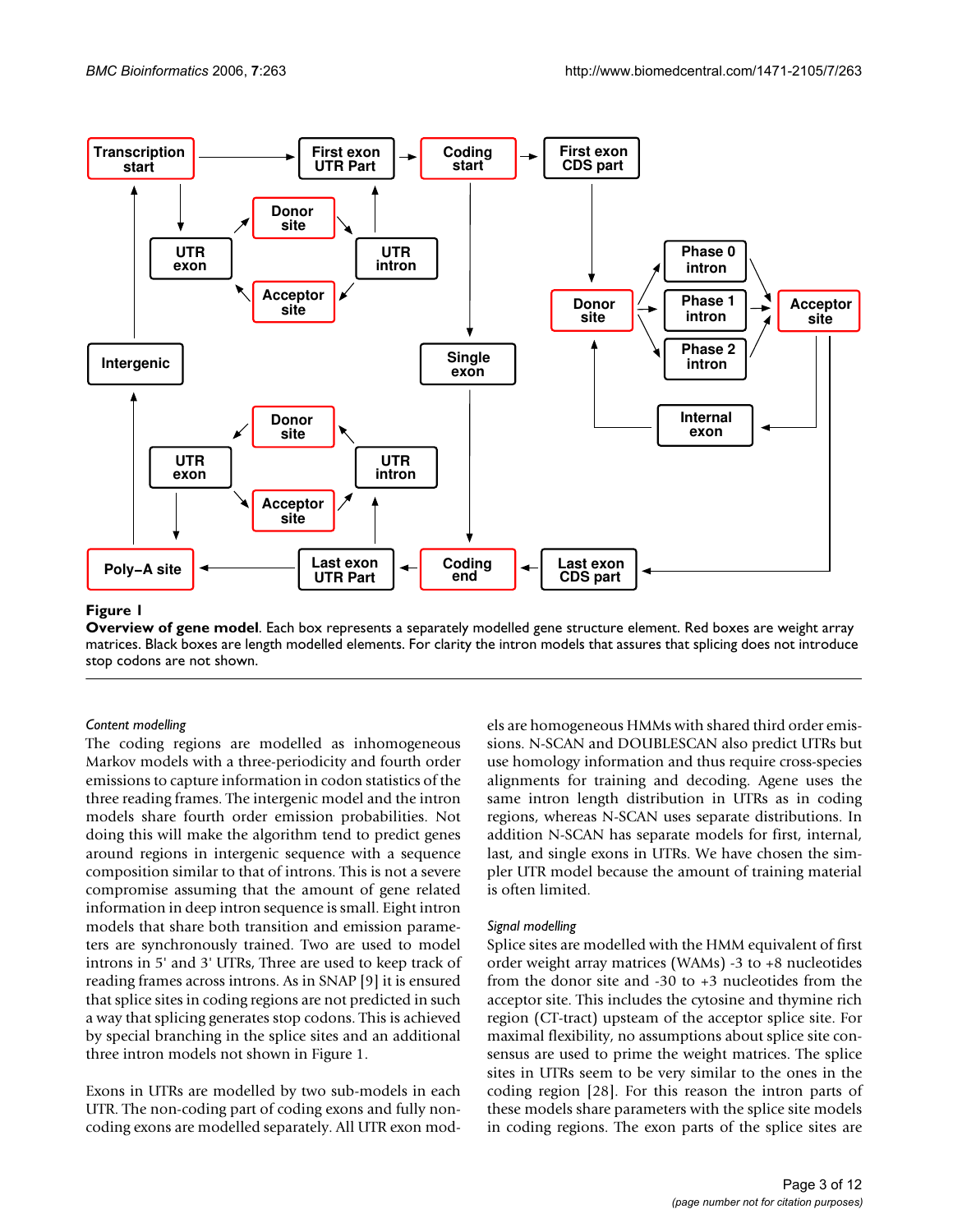**Figure 1**

**Overview of gene model**. Each box represents a separately modelled gene structure element. Red boxes are weight array matrices. Black boxes are length modelled elements. For clarity the intron models that assures that splicing does not introduce stop codons are not shown.

### *Content modelling*

The coding regions are modelled as inhomogeneous Markov models with a three-periodicity and fourth order emissions to capture information in codon statistics of the three reading frames. The intergenic model and the intron models share fourth order emission probabilities. Not doing this will make the algorithm tend to predict genes around regions in intergenic sequence with a sequence composition similar to that of introns. This is not a severe compromise assuming that the amount of gene related information in deep intron sequence is small. Eight intron models that share both transition and emission parameters are synchronously trained. Two are used to model introns in 5' and 3' UTRs, Three are used to keep track of reading frames across introns. As in SNAP [9] it is ensured that splice sites in coding regions are not predicted in such a way that splicing generates stop codons. This is achieved by special branching in the splice sites and an additional three intron models not shown in Figure 1.

Exons in UTRs are modelled by two sub-models in each UTR. The non-coding part of coding exons and fully non-coding exons are modelled separately. All UTR exon models are homogeneous HMMs with shared third order emissions. N-SCAN and DOUBLESCAN also predict UTRs but use homology information and thus require cross-species alignments for training and decoding. Agene uses the same intron length distribution in UTRs as in coding regions, whereas N-SCAN uses separate distributions. In addition N-SCAN has separate models for first, internal, last, and single exons in UTRs. We have chosen the simpler UTR model because the amount of training material is often limited.

### *Signal modelling*

Splice sites are modelled with the HMM equivalent of first order weight array matrices (WAMs) -3 to +8 nucleotides from the donor site and -30 to +3 nucleotides from the acceptor site. This includes the cytosine and thymine rich region (CT-tract) upsteam of the acceptor splice site. For maximal flexibility, no assumptions about splice site consensus are used to prime the weight matrices. The splice sites in UTRs seem to be very similar to the ones in the coding region [28]. For this reason the intron parts of these models share parameters with the splice site models in coding regions. The exon parts of the splice sites are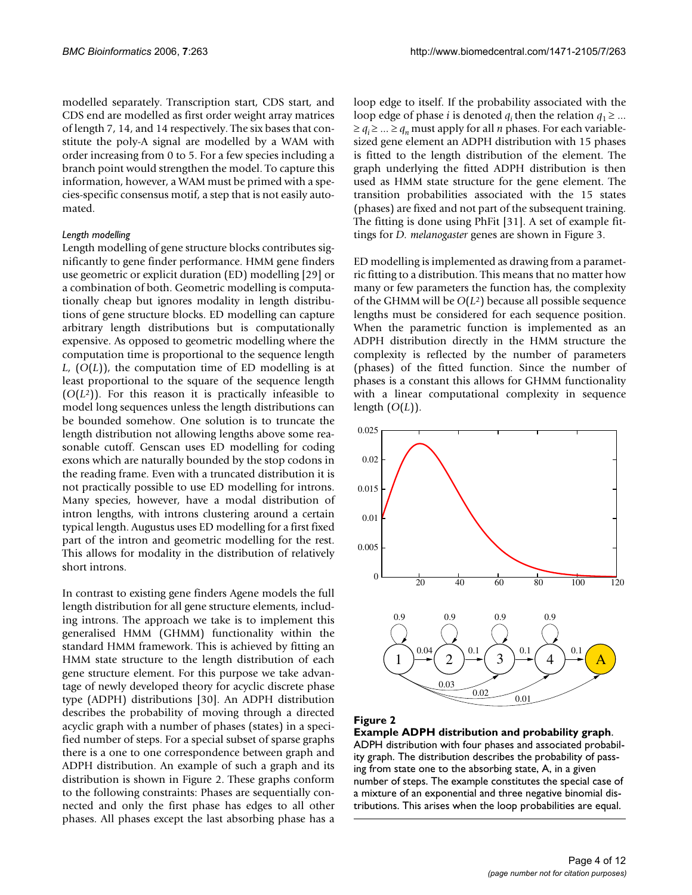modelled separately. Transcription start, CDS start, and CDS end are modelled as first order weight array matrices of length 7, 14, and 14 respectively. The six bases that constitute the poly-A signal are modelled by a WAM with order increasing from 0 to 5. For a few species including a branch point would strengthen the model. To capture this information, however, a WAM must be primed with a species-specific consensus motif, a step that is not easily automated.

### *Length modelling*

Length modelling of gene structure blocks contributes significantly to gene finder performance. HMM gene finders use geometric or explicit duration (ED) modelling [29] or a combination of both. Geometric modelling is computationally cheap but ignores modality in length distributions of gene structure blocks. ED modelling can capture arbitrary length distributions but is computationally expensive. As opposed to geometric modelling where the computation time is proportional to the sequence length $L$, ($O(L)$), the computation time of ED modelling is at least proportional to the square of the sequence length ($O(L^2)$). For this reason it is practically infeasible to model long sequences unless the length distributions can be bounded somehow. One solution is to truncate the length distribution not allowing lengths above some reasonable cutoff. Genscan uses ED modelling for coding exons which are naturally bounded by the stop codons in the reading frame. Even with a truncated distribution it is not practically possible to use ED modelling for introns. Many species, however, have a modal distribution of intron lengths, with introns clustering around a certain typical length. Augustus uses ED modelling for a first fixed part of the intron and geometric modelling for the rest. This allows for modality in the distribution of relatively short introns.

In contrast to existing gene finders Agene models the full length distribution for all gene structure elements, including introns. The approach we take is to implement this generalised HMM (GHMM) functionality within the standard HMM framework. This is achieved by fitting an HMM state structure to the length distribution of each gene structure element. For this purpose we take advantage of newly developed theory for acyclic discrete phase type (ADPH) distributions [30]. An ADPH distribution describes the probability of moving through a directed acyclic graph with a number of phases (states) in a specified number of steps. For a special subset of sparse graphs there is a one to one correspondence between graph and ADPH distribution. An example of such a graph and its distribution is shown in Figure 2. These graphs conform to the following constraints: Phases are sequentially connected and only the first phase has edges to all other phases. All phases except the last absorbing phase has a loop edge to itself. If the probability associated with the loop edge of phase $i$ is denoted $q_i$ then the relation $q_1 \geq \ldots \geq q_i \geq \ldots \geq q_n$ must apply for all $n$ phases. For each variable-sized gene element an ADPH distribution with 15 phases is fitted to the length distribution of the element. The graph underlying the fitted ADPH distribution is then used as HMM state structure for the gene element. The transition probabilities associated with the 15 states (phases) are fixed and not part of the subsequent training. The fitting is done using PhFit [31]. A set of example fittings for *D. melanogaster* genes are shown in Figure 3.

ED modelling is implemented as drawing from a parametric fitting to a distribution. This means that no matter how many or few parameters the function has, the complexity of the GHMM will be $O(L^2)$ because all possible sequence lengths must be considered for each sequence position. When the parametric function is implemented as an ADPH distribution directly in the HMM structure the complexity is reflected by the number of parameters (phases) of the fitted function. Since the number of phases is a constant this allows for GHMM functionality with a linear computational complexity in sequence length ($O(L)$).

0.025
0.02
0.015
0.01
0.005
0
20 40 60 80 100 120

0.9 0.9 0.9 0.9
1 0.04 2 0.1 3 0.1 4 0.1 A
0.03 0.02 0.01

**Figure 2**
**Example ADPH distribution and probability graph.** ADPH distribution with four phases and associated probability graph. The distribution describes the probability of passing from state one to the absorbing state, A, in a given number of steps. The example constitutes the special case of a mixture of an exponential and three negative binomial distributions. This arises when the loop probabilities are equal.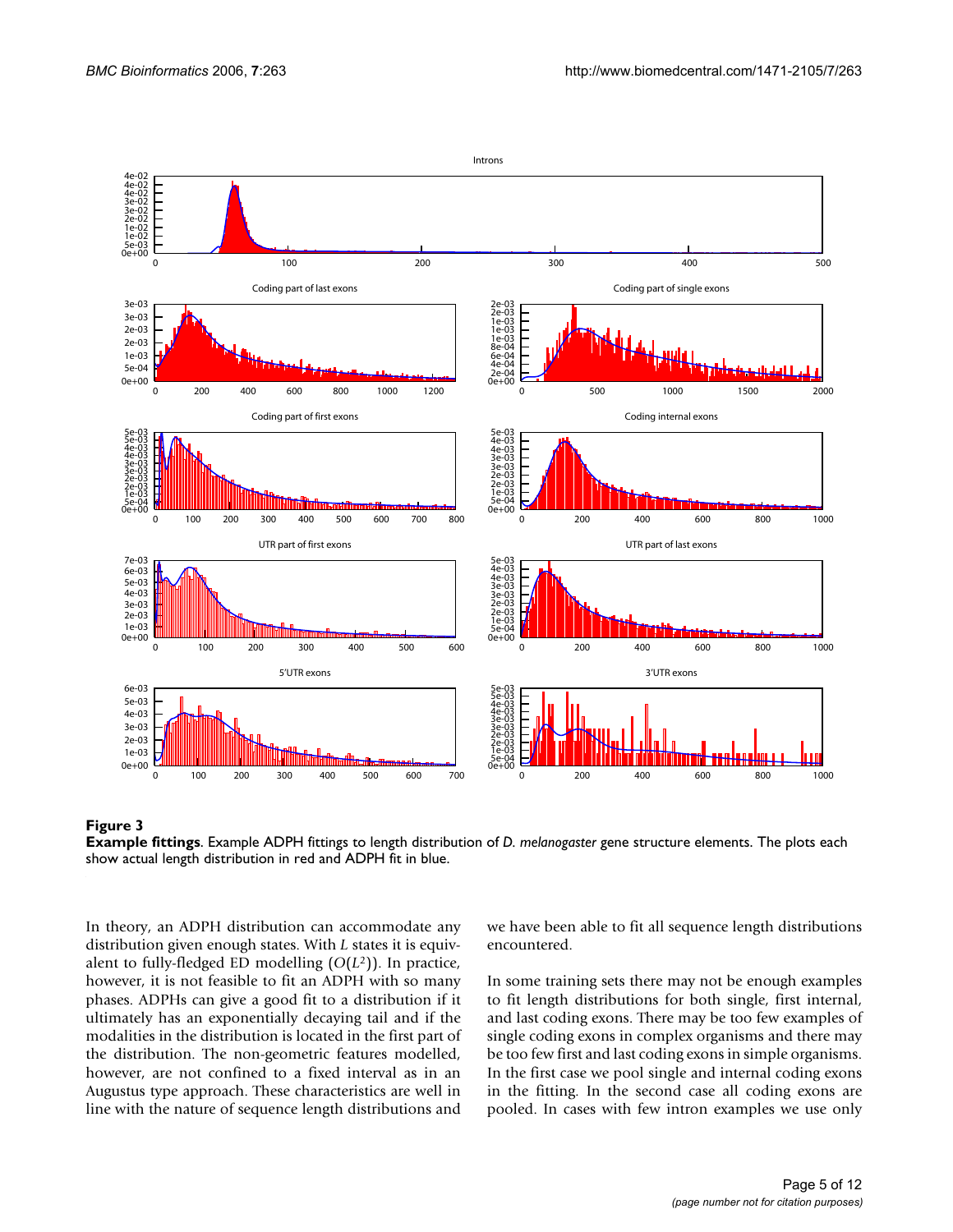**Figure 3**

**Example fittings**. Example ADPH fittings to length distribution of *D. melanogaster* gene structure elements. The plots each show actual length distribution in red and ADPH fit in blue.

In theory, an ADPH distribution can accommodate any distribution given enough states. With $L$ states it is equivalent to fully-fledged ED modelling ($O(L^2)$). In practice, however, it is not feasible to fit an ADPH with so many phases. ADPHs can give a good fit to a distribution if it ultimately has an exponentially decaying tail and if the modalities in the distribution is located in the first part of the distribution. The non-geometric features modelled, however, are not confined to a fixed interval as in an Augustus type approach. These characteristics are well in line with the nature of sequence length distributions and we have been able to fit all sequence length distributions encountered.

In some training sets there may not be enough examples to fit length distributions for both single, first internal, and last coding exons. There may be too few examples of single coding exons in complex organisms and there may be too few first and last coding exons in simple organisms. In the first case we pool single and internal coding exons in the fitting. In the second case all coding exons are pooled. In cases with few intron examples we use only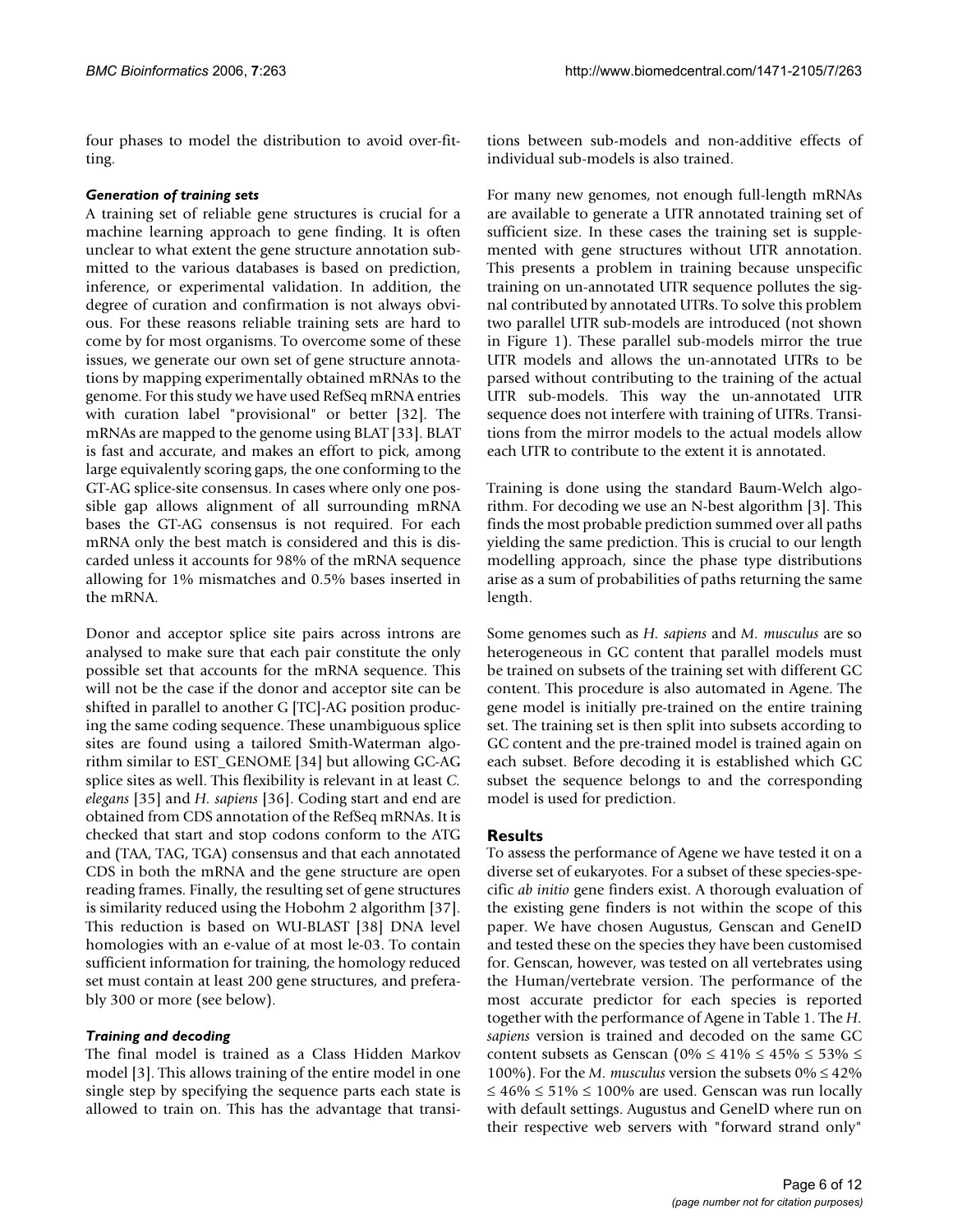four phases to model the distribution to avoid over-fitting.

### *Generation of training sets*

A training set of reliable gene structures is crucial for a machine learning approach to gene finding. It is often unclear to what extent the gene structure annotation submitted to the various databases is based on prediction, inference, or experimental validation. In addition, the degree of curation and confirmation is not always obvious. For these reasons reliable training sets are hard to come by for most organisms. To overcome some of these issues, we generate our own set of gene structure annotations by mapping experimentally obtained mRNAs to the genome. For this study we have used RefSeq mRNA entries with curation label "provisional" or better [32]. The mRNAs are mapped to the genome using BLAT [33]. BLAT is fast and accurate, and makes an effort to pick, among large equivalently scoring gaps, the one conforming to the GT-AG splice-site consensus. In cases where only one possible gap allows alignment of all surrounding mRNA bases the GT-AG consensus is not required. For each mRNA only the best match is considered and this is discarded unless it accounts for 98% of the mRNA sequence allowing for 1% mismatches and 0.5% bases inserted in the mRNA.

Donor and acceptor splice site pairs across introns are analysed to make sure that each pair constitute the only possible set that accounts for the mRNA sequence. This will not be the case if the donor and acceptor site can be shifted in parallel to another G [TC]-AG position producing the same coding sequence. These unambiguous splice sites are found using a tailored Smith-Waterman algorithm similar to EST_GENOME [34] but allowing GC-AG splice sites as well. This flexibility is relevant in at least *C. elegans* [35] and *H. sapiens* [36]. Coding start and end are obtained from CDS annotation of the RefSeq mRNAs. It is checked that start and stop codons conform to the ATG and (TAA, TAG, TGA) consensus and that each annotated CDS in both the mRNA and the gene structure are open reading frames. Finally, the resulting set of gene structures is similarity reduced using the Hobohm 2 algorithm [37]. This reduction is based on WU-BLAST [38] DNA level homologies with an e-value of at most le-03. To contain sufficient information for training, the homology reduced set must contain at least 200 gene structures, and preferably 300 or more (see below).

### *Training and decoding*

The final model is trained as a Class Hidden Markov model [3]. This allows training of the entire model in one single step by specifying the sequence parts each state is allowed to train on. This has the advantage that transitions between sub-models and non-additive effects of individual sub-models is also trained.

For many new genomes, not enough full-length mRNAs are available to generate a UTR annotated training set of sufficient size. In these cases the training set is supplemented with gene structures without UTR annotation. This presents a problem in training because unspecific training on un-annotated UTR sequence pollutes the signal contributed by annotated UTRs. To solve this problem two parallel UTR sub-models are introduced (not shown in Figure 1). These parallel sub-models mirror the true UTR models and allows the un-annotated UTRs to be parsed without contributing to the training of the actual UTR sub-models. This way the un-annotated UTR sequence does not interfere with training of UTRs. Transitions from the mirror models to the actual models allow each UTR to contribute to the extent it is annotated.

Training is done using the standard Baum-Welch algorithm. For decoding we use an N-best algorithm [3]. This finds the most probable prediction summed over all paths yielding the same prediction. This is crucial to our length modelling approach, since the phase type distributions arise as a sum of probabilities of paths returning the same length.

Some genomes such as *H. sapiens* and *M. musculus* are so heterogeneous in GC content that parallel models must be trained on subsets of the training set with different GC content. This procedure is also automated in Agene. The gene model is initially pre-trained on the entire training set. The training set is then split into subsets according to GC content and the pre-trained model is trained again on each subset. Before decoding it is established which GC subset the sequence belongs to and the corresponding model is used for prediction.

## Results

To assess the performance of Agene we have tested it on a diverse set of eukaryotes. For a subset of these species-specific *ab initio* gene finders exist. A thorough evaluation of the existing gene finders is not within the scope of this paper. We have chosen Augustus, Genscan and GeneID and tested these on the species they have been customised for. Genscan, however, was tested on all vertebrates using the Human/vertebrate version. The performance of the most accurate predictor for each species is reported together with the performance of Agene in Table 1. The *H. sapiens* version is trained and decoded on the same GC content subsets as Genscan ($0\% \leq 41\% \leq 45\% \leq 53\% \leq 100\%$). For the *M. musculus* version the subsets $0\% \leq 42\% \leq 46\% \leq 51\% \leq 100\%$ are used. Genscan was run locally with default settings. Augustus and GeneID where run on their respective web servers with "forward strand only"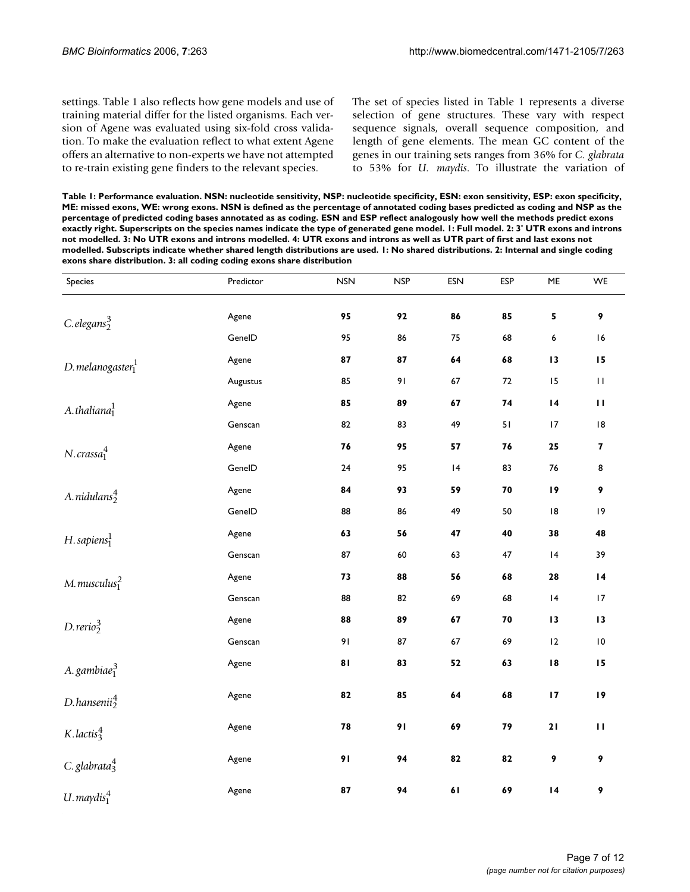settings. Table 1 also reflects how gene models and use of training material differ for the listed organisms. Each version of Agene was evaluated using six-fold cross validation. To make the evaluation reflect to what extent Agene offers an alternative to non-experts we have not attempted to re-train existing gene finders to the relevant species.

The set of species listed in Table 1 represents a diverse selection of gene structures. These vary with respect sequence signals, overall sequence composition, and length of gene elements. The mean GC content of the genes in our training sets ranges from 36% for *C. glabrata* to 53% for *U. maydis*. To illustrate the variation of

**Table 1: Performance evaluation. NSN: nucleotide sensitivity, NSP: nucleotide specificity, ESN: exon sensitivity, ESP: exon specificity, ME: missed exons, WE: wrong exons. NSN is defined as the percentage of annotated coding bases predicted as coding and NSP as the percentage of predicted coding bases annotated as as coding. ESN and ESP reflect analogously how well the methods predict exons exactly right. Superscripts on the species names indicate the type of generated gene model. 1: Full model. 2: 3' UTR exons and introns not modelled. 3: No UTR exons and introns modelled. 4: UTR exons and introns as well as UTR part of first and last exons not modelled. Subscripts indicate whether shared length distributions are used. 1: No shared distributions. 2: Internal and single coding exons share distribution. 3: all coding coding exons share distribution**

| Species | Predictor | NSN | NSP | ESN | ESP | ME | WE |
|---|---|---|---|---|---|---|---|
| $C.elegans_2^3$ | Agene | **95** | **92** | **86** | **85** | **5** | **9** |
| | GeneID | 95 | 86 | 75 | 68 | 6 | 16 |
| $D.melanogaster_1^1$ | Agene | **87** | **87** | **64** | **68** | **13** | **15** |
| | Augustus | 85 | 91 | 67 | 72 | 15 | 11 |
| $A.thaliana_1^1$ | Agene | **85** | **89** | **67** | **74** | **14** | **11** |
| | Genscan | 82 | 83 | 49 | 51 | 17 | 18 |
| $N.crassa_1^4$ | Agene | **76** | **95** | **57** | **76** | **25** | **7** |
| | GeneID | 24 | 95 | 14 | 83 | 76 | 8 |
| $A.nidulans_2^4$ | Agene | **84** | **93** | **59** | **70** | **19** | **9** |
| | GeneID | 88 | 86 | 49 | 50 | 18 | 19 |
| $H.sapiens_1^1$ | Agene | **63** | **56** | **47** | **40** | **38** | **48** |
| | Genscan | 87 | 60 | 63 | 47 | 14 | 39 |
| $M.musculus_1^2$ | Agene | **73** | **88** | **56** | **68** | **28** | **14** |
| | Genscan | 88 | 82 | 69 | 68 | 14 | 17 |
| $D.rerio_2^3$ | Agene | **88** | **89** | **67** | **70** | **13** | **13** |
| | Genscan | 91 | 87 | 67 | 69 | 12 | 10 |
| $A.gambiae_1^3$ | Agene | **81** | **83** | **52** | **63** | **18** | **15** |
| $D.hansenii_2^4$ | Agene | **82** | **85** | **64** | **68** | **17** | **19** |
| $K.lactis_3^4$ | Agene | **78** | **91** | **69** | **79** | **21** | **11** |
| $C.glabrata_3^4$ | Agene | **91** | **94** | **82** | **82** | **9** | **9** |
| $U.maydis_1^4$ | Agene | **87** | **94** | **61** | **69** | **14** | **9** |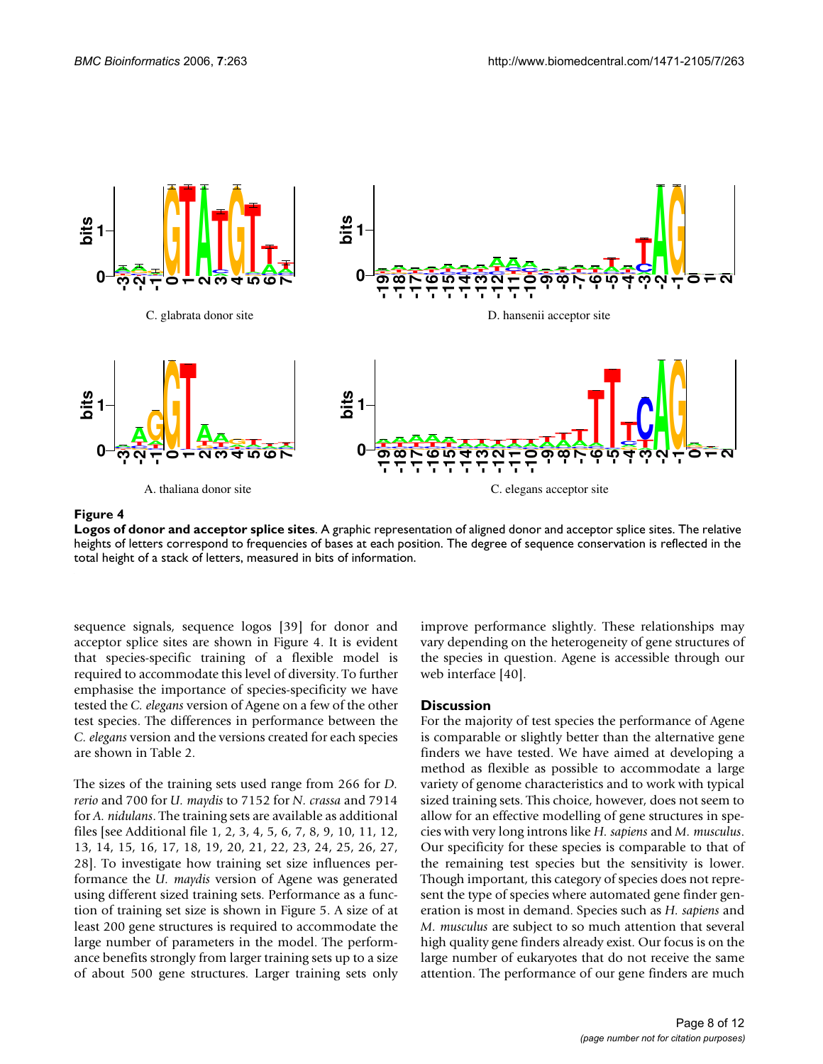C. glabrata donor site

D. hansenii acceptor site

A. thaliana donor site

C. elegans acceptor site

**Figure 4**

**Logos of donor and acceptor splice sites**. A graphic representation of aligned donor and acceptor splice sites. The relative heights of letters correspond to frequencies of bases at each position. The degree of sequence conservation is reflected in the total height of a stack of letters, measured in bits of information.

sequence signals, sequence logos [39] for donor and acceptor splice sites are shown in Figure 4. It is evident that species-specific training of a flexible model is required to accommodate this level of diversity. To further emphasise the importance of species-specificity we have tested the *C. elegans* version of Agene on a few of the other test species. The differences in performance between the *C. elegans* version and the versions created for each species are shown in Table 2.

The sizes of the training sets used range from 266 for *D. rerio* and 700 for *U. maydis* to 7152 for *N. crassa* and 7914 for *A. nidulans*. The training sets are available as additional files [see Additional file 1, 2, 3, 4, 5, 6, 7, 8, 9, 10, 11, 12, 13, 14, 15, 16, 17, 18, 19, 20, 21, 22, 23, 24, 25, 26, 27, 28]. To investigate how training set size influences performance the *U. maydis* version of Agene was generated using different sized training sets. Performance as a function of training set size is shown in Figure 5. A size of at least 200 gene structures is required to accommodate the large number of parameters in the model. The performance benefits strongly from larger training sets up to a size of about 500 gene structures. Larger training sets only improve performance slightly. These relationships may vary depending on the heterogeneity of gene structures of the species in question. Agene is accessible through our web interface [40].

## Discussion

For the majority of test species the performance of Agene is comparable or slightly better than the alternative gene finders we have tested. We have aimed at developing a method as flexible as possible to accommodate a large variety of genome characteristics and to work with typical sized training sets. This choice, however, does not seem to allow for an effective modelling of gene structures in species with very long introns like *H. sapiens* and *M. musculus*. Our specificity for these species is comparable to that of the remaining test species but the sensitivity is lower. Though important, this category of species does not represent the type of species where automated gene finder generation is most in demand. Species such as *H. sapiens* and *M. musculus* are subject to so much attention that several high quality gene finders already exist. Our focus is on the large number of eukaryotes that do not receive the same attention. The performance of our gene finders are much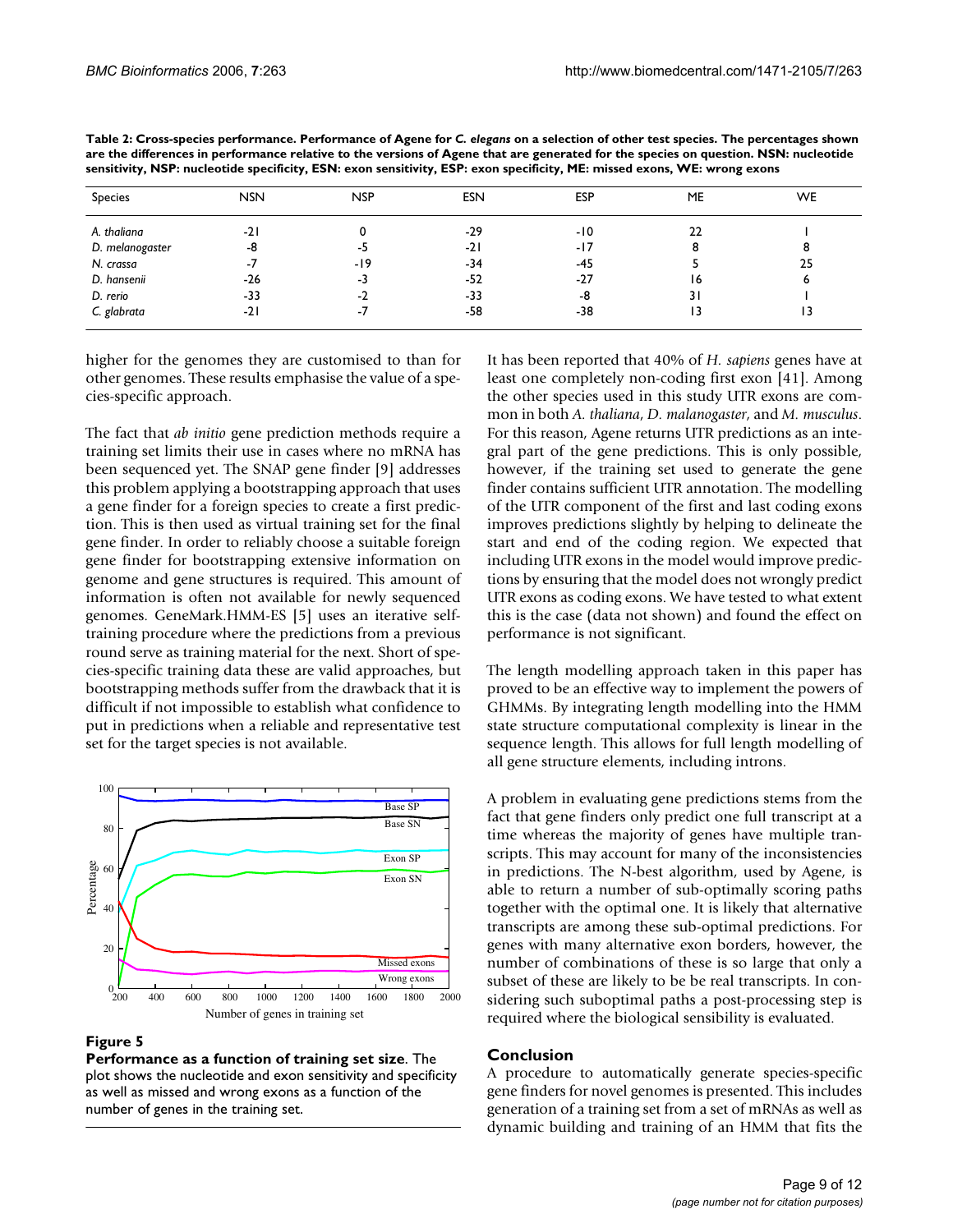**Table 2: Cross-species performance. Performance of Agene for *C. elegans* on a selection of other test species. The percentages shown are the differences in performance relative to the versions of Agene that are generated for the species on question. NSN: nucleotide sensitivity, NSP: nucleotide specificity, ESN: exon sensitivity, ESP: exon specificity, ME: missed exons, WE: wrong exons**

| Species | NSN | NSP | ESN | ESP | ME | WE |
| --- | --- | --- | --- | --- | --- | --- |
| *A. thaliana* | -21 | 0 | -29 | -10 | 22 | 1 |
| *D. melanogaster* | -8 | -5 | -21 | -17 | 8 | 8 |
| *N. crassa* | -7 | -19 | -34 | -45 | 5 | 25 |
| *D. hansenii* | -26 | -3 | -52 | -27 | 16 | 6 |
| *D. rerio* | -33 | -2 | -33 | -8 | 31 | 1 |
| *C. glabrata* | -21 | -7 | -58 | -38 | 13 | 13 |

higher for the genomes they are customised to than for other genomes. These results emphasise the value of a species-specific approach.

The fact that *ab initio* gene prediction methods require a training set limits their use in cases where no mRNA has been sequenced yet. The SNAP gene finder [9] addresses this problem applying a bootstrapping approach that uses a gene finder for a foreign species to create a first prediction. This is then used as virtual training set for the final gene finder. In order to reliably choose a suitable foreign gene finder for bootstrapping extensive information on genome and gene structures is required. This amount of information is often not available for newly sequenced genomes. GeneMark.HMM-ES [5] uses an iterative self-training procedure where the predictions from a previous round serve as training material for the next. Short of species-specific training data these are valid approaches, but bootstrapping methods suffer from the drawback that it is difficult if not impossible to establish what confidence to put in predictions when a reliable and representative test set for the target species is not available.

**Figure 5**

**Performance as a function of training set size**. The plot shows the nucleotide and exon sensitivity and specificity as well as missed and wrong exons as a function of the number of genes in the training set.

It has been reported that 40% of *H. sapiens* genes have at least one completely non-coding first exon [41]. Among the other species used in this study UTR exons are common in both *A. thaliana*, *D. malanogaster*, and *M. musculus*. For this reason, Agene returns UTR predictions as an integral part of the gene predictions. This is only possible, however, if the training set used to generate the gene finder contains sufficient UTR annotation. The modelling of the UTR component of the first and last coding exons improves predictions slightly by helping to delineate the start and end of the coding region. We expected that including UTR exons in the model would improve predictions by ensuring that the model does not wrongly predict UTR exons as coding exons. We have tested to what extent this is the case (data not shown) and found the effect on performance is not significant.

The length modelling approach taken in this paper has proved to be an effective way to implement the powers of GHMMs. By integrating length modelling into the HMM state structure computational complexity is linear in the sequence length. This allows for full length modelling of all gene structure elements, including introns.

A problem in evaluating gene predictions stems from the fact that gene finders only predict one full transcript at a time whereas the majority of genes have multiple transcripts. This may account for many of the inconsistencies in predictions. The N-best algorithm, used by Agene, is able to return a number of sub-optimally scoring paths together with the optimal one. It is likely that alternative transcripts are among these sub-optimal predictions. For genes with many alternative exon borders, however, the number of combinations of these is so large that only a subset of these are likely to be be real transcripts. In considering such suboptimal paths a post-processing step is required where the biological sensibility is evaluated.

## Conclusion

A procedure to automatically generate species-specific gene finders for novel genomes is presented. This includes generation of a training set from a set of mRNAs as well as dynamic building and training of an HMM that fits the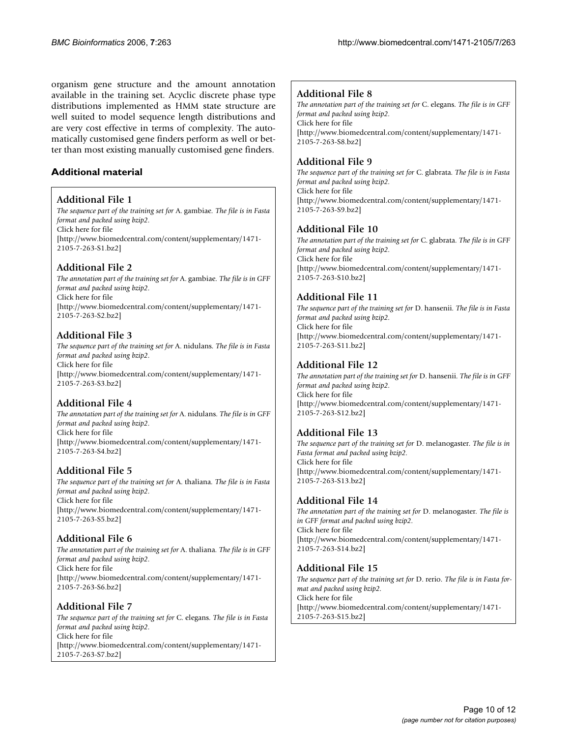organism gene structure and the amount annotation available in the training set. Acyclic discrete phase type distributions implemented as HMM state structure are well suited to model sequence length distributions and are very cost effective in terms of complexity. The automatically customised gene finders perform as well or better than most existing manually customised gene finders.

## Additional material

### Additional File 1

*The sequence part of the training set for* A. gambiae. *The file is in Fasta format and packed using bzip2.*
Click here for file
[http://www.biomedcentral.com/content/supplementary/1471-2105-7-263-S1.bz2]

### Additional File 2

*The annotation part of the training set for* A. gambiae. *The file is in GFF format and packed using bzip2.*
Click here for file
[http://www.biomedcentral.com/content/supplementary/1471-2105-7-263-S2.bz2]

### Additional File 3

*The sequence part of the training set for* A. nidulans. *The file is in Fasta format and packed using bzip2.*
Click here for file
[http://www.biomedcentral.com/content/supplementary/1471-2105-7-263-S3.bz2]

### Additional File 4

*The annotation part of the training set for* A. nidulans. *The file is in GFF format and packed using bzip2.*
Click here for file
[http://www.biomedcentral.com/content/supplementary/1471-2105-7-263-S4.bz2]

### Additional File 5

*The sequence part of the training set for* A. thaliana. *The file is in Fasta format and packed using bzip2.*
Click here for file
[http://www.biomedcentral.com/content/supplementary/1471-2105-7-263-S5.bz2]

### Additional File 6

*The annotation part of the training set for* A. thaliana. *The file is in GFF format and packed using bzip2.*
Click here for file
[http://www.biomedcentral.com/content/supplementary/1471-2105-7-263-S6.bz2]

### Additional File 7

*The sequence part of the training set for* C. elegans. *The file is in Fasta format and packed using bzip2.*
Click here for file
[http://www.biomedcentral.com/content/supplementary/1471-2105-7-263-S7.bz2]

### Additional File 8

*The annotation part of the training set for* C. elegans. *The file is in GFF format and packed using bzip2.*
Click here for file
[http://www.biomedcentral.com/content/supplementary/1471-2105-7-263-S8.bz2]

### Additional File 9

*The sequence part of the training set for* C. glabrata. *The file is in Fasta format and packed using bzip2.*
Click here for file
[http://www.biomedcentral.com/content/supplementary/1471-2105-7-263-S9.bz2]

### Additional File 10

*The annotation part of the training set for* C. glabrata. *The file is in GFF format and packed using bzip2.*
Click here for file
[http://www.biomedcentral.com/content/supplementary/1471-2105-7-263-S10.bz2]

### Additional File 11

*The sequence part of the training set for* D. hansenii. *The file is in Fasta format and packed using bzip2.*
Click here for file
[http://www.biomedcentral.com/content/supplementary/1471-2105-7-263-S11.bz2]

### Additional File 12

*The annotation part of the training set for* D. hansenii. *The file is in GFF format and packed using bzip2.*
Click here for file
[http://www.biomedcentral.com/content/supplementary/1471-2105-7-263-S12.bz2]

### Additional File 13

*The sequence part of the training set for* D. melanogaster. *The file is in Fasta format and packed using bzip2.*
Click here for file
[http://www.biomedcentral.com/content/supplementary/1471-2105-7-263-S13.bz2]

### Additional File 14

*The annotation part of the training set for* D. melanogaster. *The file is in GFF format and packed using bzip2.*
Click here for file
[http://www.biomedcentral.com/content/supplementary/1471-2105-7-263-S14.bz2]

### Additional File 15

*The sequence part of the training set for* D. rerio. *The file is in Fasta format and packed using bzip2.*
Click here for file
[http://www.biomedcentral.com/content/supplementary/1471-2105-7-263-S15.bz2]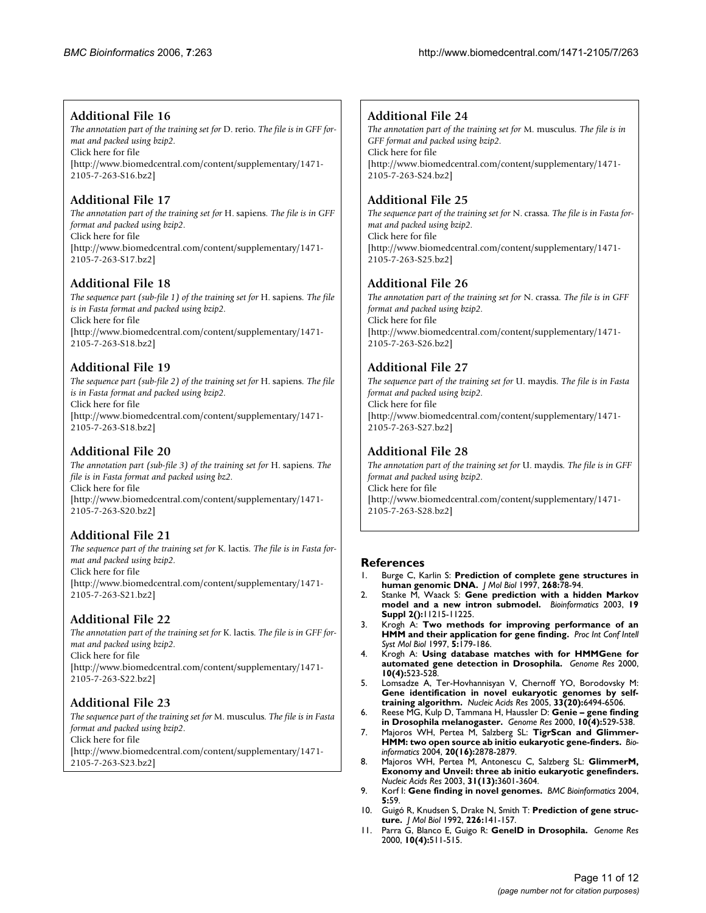### Additional File 16

*The annotation part of the training set for* D. rerio. *The file is in GFF format and packed using bzip2.*
Click here for file
[http://www.biomedcentral.com/content/supplementary/1471-2105-7-263-S16.bz2]

### Additional File 17

*The annotation part of the training set for* H. sapiens. *The file is in GFF format and packed using bzip2.*
Click here for file
[http://www.biomedcentral.com/content/supplementary/1471-2105-7-263-S17.bz2]

### Additional File 18

*The sequence part (sub-file 1) of the training set for* H. sapiens. *The file is in Fasta format and packed using bzip2.*
Click here for file
[http://www.biomedcentral.com/content/supplementary/1471-2105-7-263-S18.bz2]

### Additional File 19

*The sequence part (sub-file 2) of the training set for* H. sapiens. *The file is in Fasta format and packed using bzip2.*
Click here for file
[http://www.biomedcentral.com/content/supplementary/1471-2105-7-263-S18.bz2]

### Additional File 20

*The annotation part (sub-file 3) of the training set for* H. sapiens. *The file is in Fasta format and packed using bz2.*
Click here for file
[http://www.biomedcentral.com/content/supplementary/1471-2105-7-263-S20.bz2]

### Additional File 21

*The sequence part of the training set for* K. lactis. *The file is in Fasta format and packed using bzip2.*
Click here for file
[http://www.biomedcentral.com/content/supplementary/1471-2105-7-263-S21.bz2]

### Additional File 22

*The annotation part of the training set for* K. lactis. *The file is in GFF format and packed using bzip2.*
Click here for file
[http://www.biomedcentral.com/content/supplementary/1471-2105-7-263-S22.bz2]

### Additional File 23

*The sequence part of the training set for* M. musculus. *The file is in Fasta format and packed using bzip2.*
Click here for file
[http://www.biomedcentral.com/content/supplementary/1471-2105-7-263-S23.bz2]

### Additional File 24

*The annotation part of the training set for* M. musculus. *The file is in GFF format and packed using bzip2.*
Click here for file
[http://www.biomedcentral.com/content/supplementary/1471-2105-7-263-S24.bz2]

### Additional File 25

*The sequence part of the training set for* N. crassa. *The file is in Fasta format and packed using bzip2.*
Click here for file
[http://www.biomedcentral.com/content/supplementary/1471-2105-7-263-S25.bz2]

### Additional File 26

*The annotation part of the training set for* N. crassa. *The file is in GFF format and packed using bzip2.*
Click here for file
[http://www.biomedcentral.com/content/supplementary/1471-2105-7-263-S26.bz2]

### Additional File 27

*The sequence part of the training set for* U. maydis. *The file is in Fasta format and packed using bzip2.*
Click here for file
[http://www.biomedcentral.com/content/supplementary/1471-2105-7-263-S27.bz2]

### Additional File 28

*The annotation part of the training set for* U. maydis. *The file is in GFF format and packed using bzip2.*
Click here for file
[http://www.biomedcentral.com/content/supplementary/1471-2105-7-263-S28.bz2]

## References

1. Burge C, Karlin S: **Prediction of complete gene structures in human genomic DNA.** *J Mol Biol* 1997, **268:**78-94.
2. Stanke M, Waack S: **Gene prediction with a hidden Markov model and a new intron submodel.** *Bioinformatics* 2003, **19 Suppl 2():**II215-II225.
3. Krogh A: **Two methods for improving performance of an HMM and their application for gene finding.** *Proc Int Conf Intell Syst Mol Biol* 1997, **5:**179-186.
4. Krogh A: **Using database matches with for HMMGene for automated gene detection in Drosophila.** *Genome Res* 2000, **10(4):**523-528.
5. Lomsadze A, Ter-Hovhannisyan V, Chernoff YO, Borodovsky M: **Gene identification in novel eukaryotic genomes by self-training algorithm.** *Nucleic Acids Res* 2005, **33(20):**6494-6506.
6. Reese MG, Kulp D, Tammana H, Haussler D: **Genie – gene finding in Drosophila melanogaster.** *Genome Res* 2000, **10(4):**529-538.
7. Majoros WH, Pertea M, Salzberg SL: **TigrScan and Glimmer-HMM: two open source ab initio eukaryotic gene-finders.** *Bioinformatics* 2004, **20(16):**2878-2879.
8. Majoros WH, Pertea M, Antonescu C, Salzberg SL: **GlimmerM, Exonomy and Unveil: three ab initio eukaryotic genefinders.** *Nucleic Acids Res* 2003, **31(13):**3601-3604.
9. Korf I: **Gene finding in novel genomes.** *BMC Bioinformatics* 2004, **5:**59.
10. Guigó R, Knudsen S, Drake N, Smith T: **Prediction of gene structure.** *J Mol Biol* 1992, **226:**141-157.
11. Parra G, Blanco E, Guigo R: **GeneID in Drosophila.** *Genome Res* 2000, **10(4):**511-515.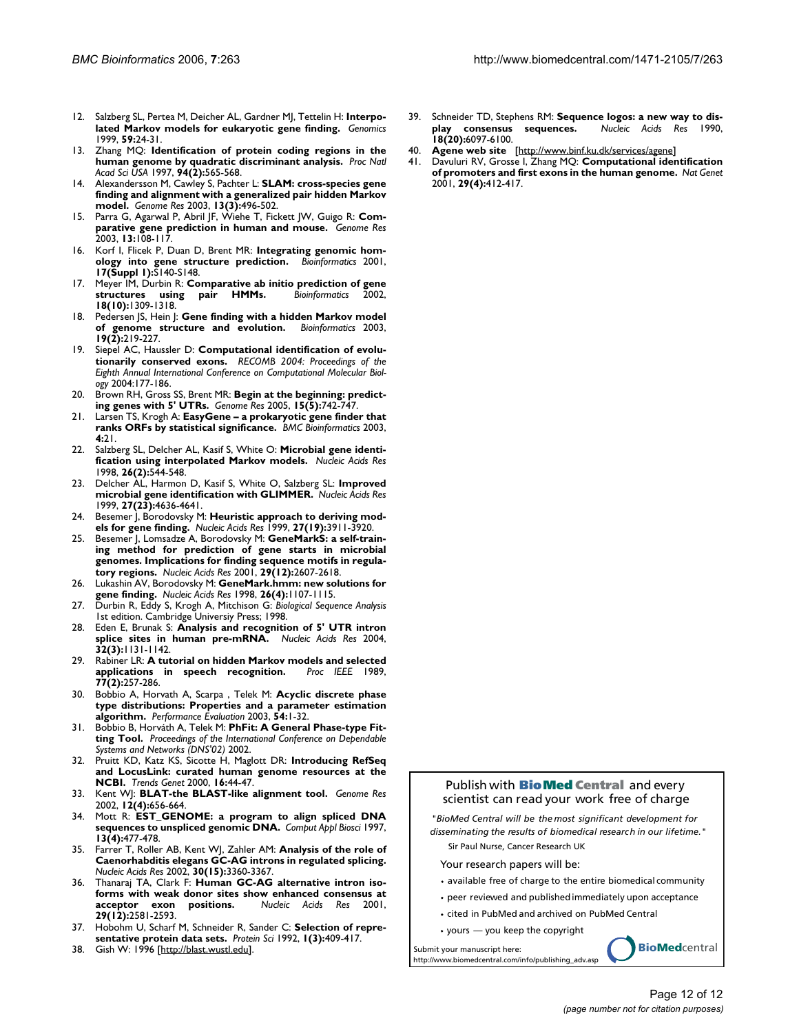12. Salzberg SL, Pertea M, Deicher AL, Gardner MJ, Tettelin H: **Interpolated Markov models for eukaryotic gene finding.** *Genomics* 1999, **59:**24-31.
13. Zhang MQ: **Identification of protein coding regions in the human genome by quadratic discriminant analysis.** *Proc Natl Acad Sci USA* 1997, **94(2):**565-568.
14. Alexandersson M, Cawley S, Pachter L: **SLAM: cross-species gene finding and alignment with a generalized pair hidden Markov model.** *Genome Res* 2003, **13(3):**496-502.
15. Parra G, Agarwal P, Abril JF, Wiehe T, Fickett JW, Guigo R: **Comparative gene prediction in human and mouse.** *Genome Res* 2003, **13:**108-117.
16. Korf I, Flicek P, Duan D, Brent MR: **Integrating genomic homology into gene structure prediction.** *Bioinformatics* 2001, **17(Suppl 1):**S140-S148.
17. Meyer IM, Durbin R: **Comparative ab initio prediction of gene structures using pair HMMs.** *Bioinformatics* 2002, **18(10):**1309-1318.
18. Pedersen JS, Hein J: **Gene finding with a hidden Markov model of genome structure and evolution.** *Bioinformatics* 2003, **19(2):**219-227.
19. Siepel AC, Haussler D: **Computational identification of evolutionarily conserved exons.** *RECOMB 2004: Proceedings of the Eighth Annual International Conference on Computational Molecular Biology* 2004:177-186.
20. Brown RH, Gross SS, Brent MR: **Begin at the beginning: predicting genes with 5' UTRs.** *Genome Res* 2005, **15(5):**742-747.
21. Larsen TS, Krogh A: **EasyGene – a prokaryotic gene finder that ranks ORFs by statistical significance.** *BMC Bioinformatics* 2003, **4:**21.
22. Salzberg SL, Delcher AL, Kasif S, White O: **Microbial gene identification using interpolated Markov models.** *Nucleic Acids Res* 1998, **26(2):**544-548.
23. Delcher AL, Harmon D, Kasif S, White O, Salzberg SL: **Improved microbial gene identification with GLIMMER.** *Nucleic Acids Res* 1999, **27(23):**4636-4641.
24. Besemer J, Borodovsky M: **Heuristic approach to deriving models for gene finding.** *Nucleic Acids Res* 1999, **27(19):**3911-3920.
25. Besemer J, Lomsadze A, Borodovsky M: **GeneMarkS: a self-training method for prediction of gene starts in microbial genomes. Implications for finding sequence motifs in regulatory regions.** *Nucleic Acids Res* 2001, **29(12):**2607-2618.
26. Lukashin AV, Borodovsky M: **GeneMark.hmm: new solutions for gene finding.** *Nucleic Acids Res* 1998, **26(4):**1107-1115.
27. Durbin R, Eddy S, Krogh A, Mitchison G: *Biological Sequence Analysis* 1st edition. Cambridge Universiy Press; 1998.
28. Eden E, Brunak S: **Analysis and recognition of 5' UTR intron splice sites in human pre-mRNA.** *Nucleic Acids Res* 2004, **32(3):**1131-1142.
29. Rabiner LR: **A tutorial on hidden Markov models and selected applications in speech recognition.** *Proc IEEE* 1989, **77(2):**257-286.
30. Bobbio A, Horvath A, Scarpa , Telek M: **Acyclic discrete phase type distributions: Properties and a parameter estimation algorithm.** *Performance Evaluation* 2003, **54:**1-32.
31. Bobbio B, Horváth A, Telek M: **PhFit: A General Phase-type Fitting Tool.** *Proceedings of the International Conference on Dependable Systems and Networks (DNS'02)* 2002.
32. Pruitt KD, Katz KS, Sicotte H, Maglott DR: **Introducing RefSeq and LocusLink: curated human genome resources at the NCBI.** *Trends Genet* 2000, **16:**44-47.
33. Kent WJ: **BLAT-the BLAST-like alignment tool.** *Genome Res* 2002, **12(4):**656-664.
34. Mott R: **EST_GENOME: a program to align spliced DNA sequences to unspliced genomic DNA.** *Comput Appl Biosci* 1997, **13(4):**477-478.
35. Farrer T, Roller AB, Kent WJ, Zahler AM: **Analysis of the role of Caenorhabditis elegans GC-AG introns in regulated splicing.** *Nucleic Acids Res* 2002, **30(15):**3360-3367.
36. Thanaraj TA, Clark F: **Human GC-AG alternative intron isoforms with weak donor sites show enhanced consensus at acceptor exon positions.** *Nucleic Acids Res* 2001, **29(12):**2581-2593.
37. Hobohm U, Scharf M, Schneider R, Sander C: **Selection of representative protein data sets.** *Protein Sci* 1992, **1(3):**409-417.
38. Gish W: 1996 [http://blast.wustl.edu].
39. Schneider TD, Stephens RM: **Sequence logos: a new way to display consensus sequences.** *Nucleic Acids Res* 1990, **18(20):**6097-6100.
40. **Agene web site** [http://www.binf.ku.dk/services/agene]
41. Davuluri RV, Grosse I, Zhang MQ: **Computational identification of promoters and first exons in the human genome.** *Nat Genet* 2001, **29(4):**412-417.

Publish with **BioMed Central** and every scientist can read your work free of charge

*"BioMed Central will be the most significant development for disseminating the results of biomedical research in our lifetime."*

Sir Paul Nurse, Cancer Research UK

Your research papers will be:

- available free of charge to the entire biomedical community
- peer reviewed and published immediately upon acceptance
- cited in PubMed and archived on PubMed Central
- yours — you keep the copyright

Submit your manuscript here:
http://www.biomedcentral.com/info/publishing_adv.asp

BioMedcentral